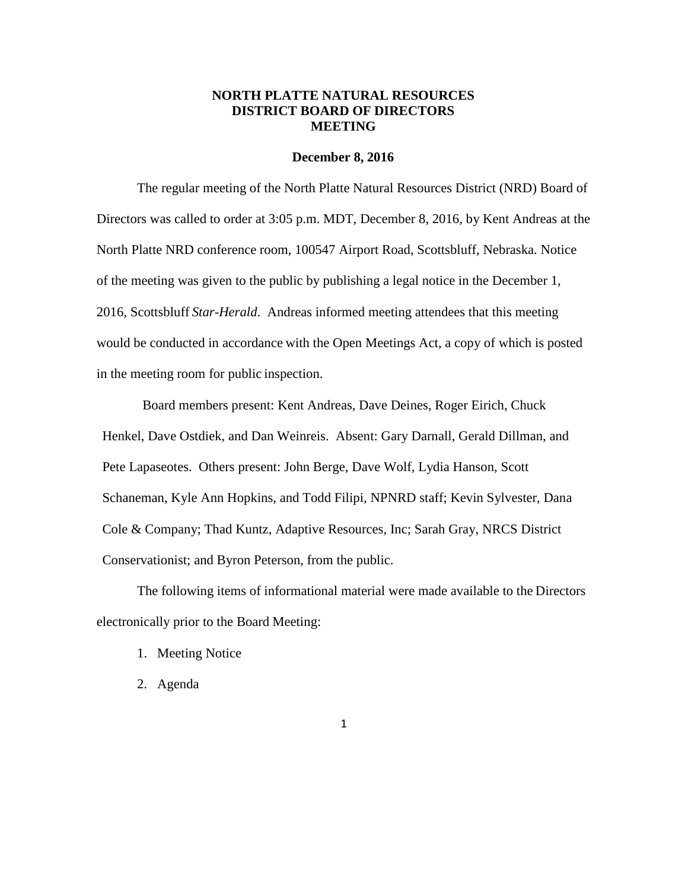# NORTH PLATTE NATURAL RESOURCES DISTRICT BOARD OF DIRECTORS MEETING

**December 8, 2016**

The regular meeting of the North Platte Natural Resources District (NRD) Board of Directors was called to order at 3:05 p.m. MDT, December 8, 2016, by Kent Andreas at the North Platte NRD conference room, 100547 Airport Road, Scottsbluff, Nebraska. Notice of the meeting was given to the public by publishing a legal notice in the December 1, 2016, Scottsbluff *Star-Herald*. Andreas informed meeting attendees that this meeting would be conducted in accordance with the Open Meetings Act, a copy of which is posted in the meeting room for public inspection.

Board members present: Kent Andreas, Dave Deines, Roger Eirich, Chuck Henkel, Dave Ostdiek, and Dan Weinreis. Absent: Gary Darnall, Gerald Dillman, and Pete Lapaseotes. Others present: John Berge, Dave Wolf, Lydia Hanson, Scott Schaneman, Kyle Ann Hopkins, and Todd Filipi, NPNRD staff; Kevin Sylvester, Dana Cole & Company; Thad Kuntz, Adaptive Resources, Inc; Sarah Gray, NRCS District Conservationist; and Byron Peterson, from the public.

The following items of informational material were made available to the Directors electronically prior to the Board Meeting:

1. Meeting Notice
2. Agenda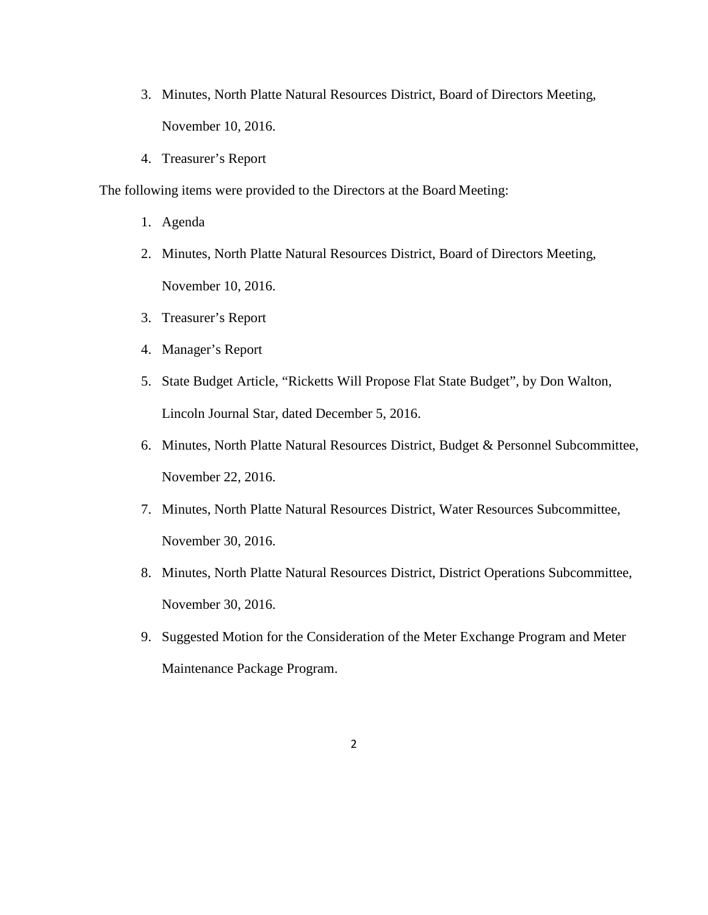3. Minutes, North Platte Natural Resources District, Board of Directors Meeting, November 10, 2016.
4. Treasurer's Report

The following items were provided to the Directors at the Board Meeting:

1. Agenda
2. Minutes, North Platte Natural Resources District, Board of Directors Meeting, November 10, 2016.
3. Treasurer's Report
4. Manager's Report
5. State Budget Article, "Ricketts Will Propose Flat State Budget", by Don Walton, Lincoln Journal Star, dated December 5, 2016.
6. Minutes, North Platte Natural Resources District, Budget & Personnel Subcommittee, November 22, 2016.
7. Minutes, North Platte Natural Resources District, Water Resources Subcommittee, November 30, 2016.
8. Minutes, North Platte Natural Resources District, District Operations Subcommittee, November 30, 2016.
9. Suggested Motion for the Consideration of the Meter Exchange Program and Meter Maintenance Package Program.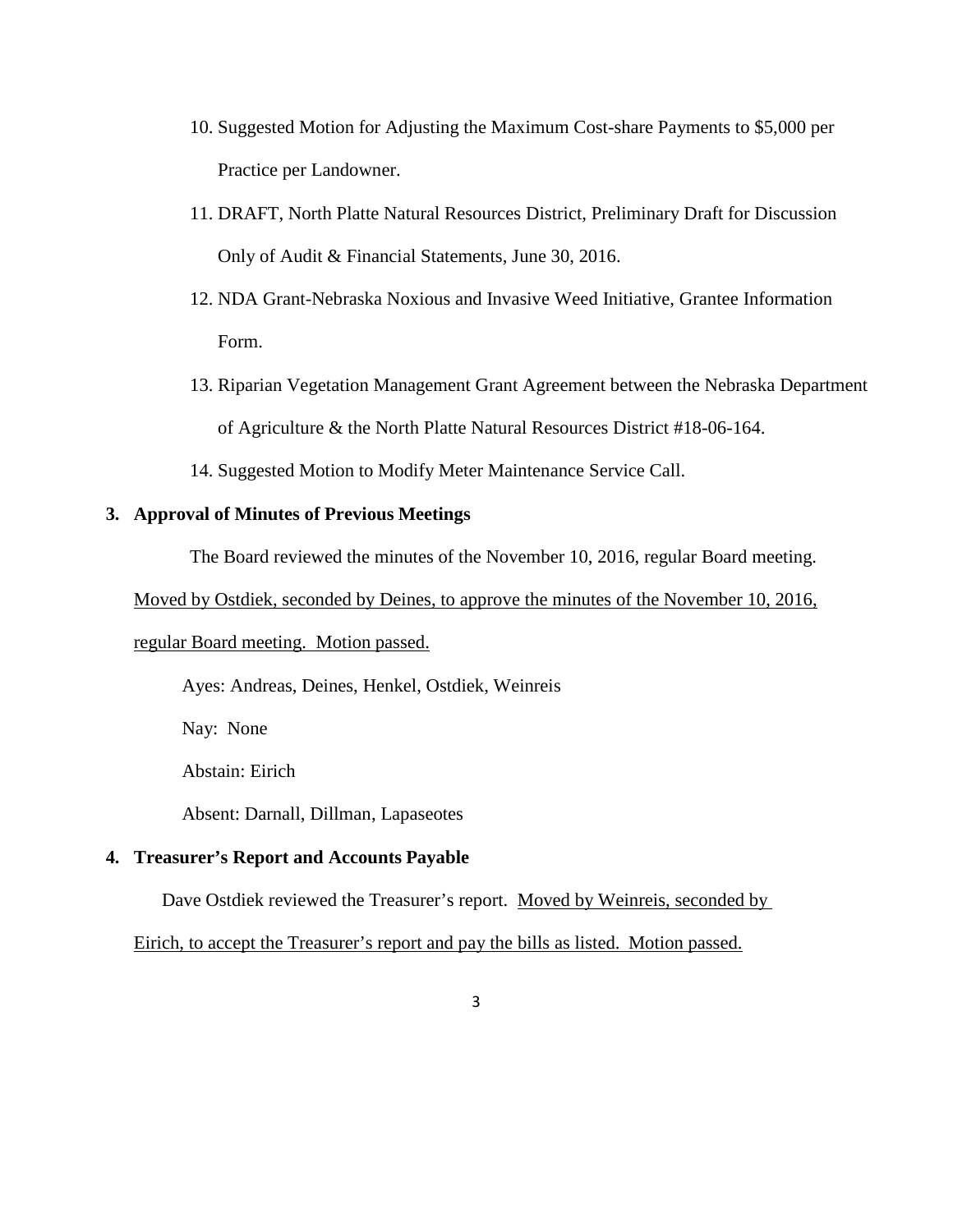10. Suggested Motion for Adjusting the Maximum Cost-share Payments to $5,000 per Practice per Landowner.
11. DRAFT, North Platte Natural Resources District, Preliminary Draft for Discussion Only of Audit & Financial Statements, June 30, 2016.
12. NDA Grant-Nebraska Noxious and Invasive Weed Initiative, Grantee Information Form.
13. Riparian Vegetation Management Grant Agreement between the Nebraska Department of Agriculture & the North Platte Natural Resources District #18-06-164.
14. Suggested Motion to Modify Meter Maintenance Service Call.

**3. Approval of Minutes of Previous Meetings**

The Board reviewed the minutes of the November 10, 2016, regular Board meeting. Moved by Ostdiek, seconded by Deines, to approve the minutes of the November 10, 2016, regular Board meeting. Motion passed.

Ayes: Andreas, Deines, Henkel, Ostdiek, Weinreis

Nay: None

Abstain: Eirich

Absent: Darnall, Dillman, Lapaseotes

**4. Treasurer's Report and Accounts Payable**

Dave Ostdiek reviewed the Treasurer's report. Moved by Weinreis, seconded by Eirich, to accept the Treasurer's report and pay the bills as listed. Motion passed.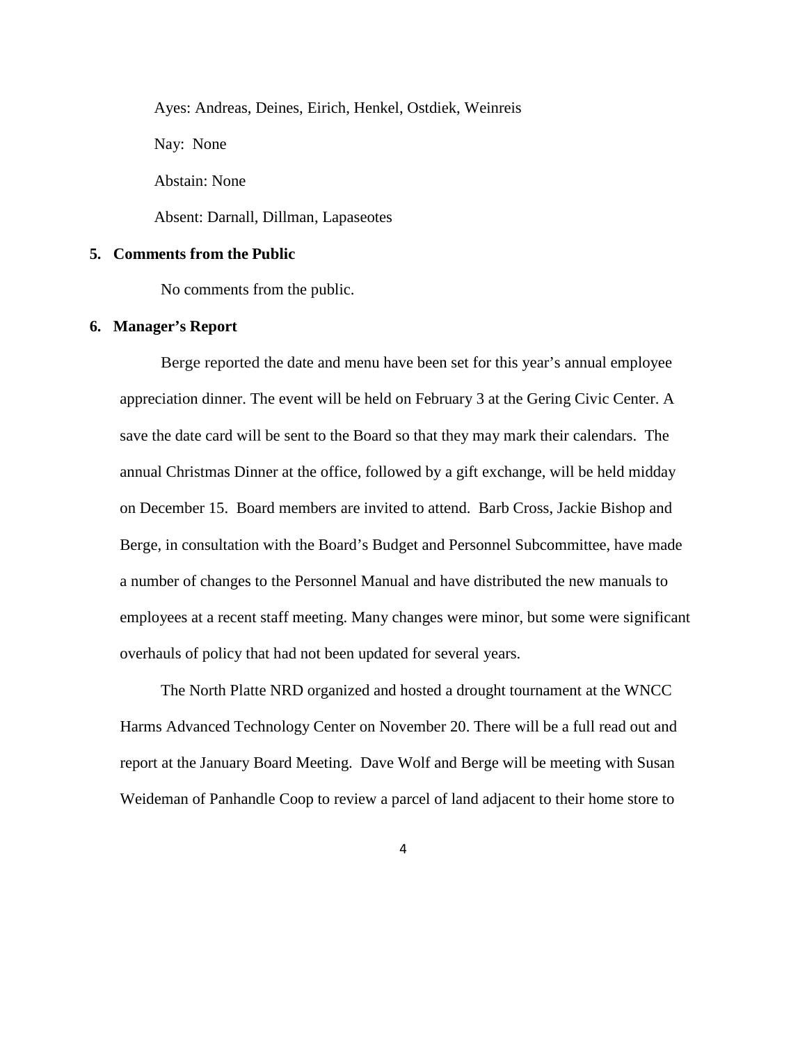Ayes: Andreas, Deines, Eirich, Henkel, Ostdiek, Weinreis

Nay: None

Abstain: None

Absent: Darnall, Dillman, Lapaseotes

**5. Comments from the Public**

No comments from the public.

**6. Manager's Report**

Berge reported the date and menu have been set for this year's annual employee appreciation dinner. The event will be held on February 3 at the Gering Civic Center. A save the date card will be sent to the Board so that they may mark their calendars. The annual Christmas Dinner at the office, followed by a gift exchange, will be held midday on December 15. Board members are invited to attend. Barb Cross, Jackie Bishop and Berge, in consultation with the Board's Budget and Personnel Subcommittee, have made a number of changes to the Personnel Manual and have distributed the new manuals to employees at a recent staff meeting. Many changes were minor, but some were significant overhauls of policy that had not been updated for several years.

The North Platte NRD organized and hosted a drought tournament at the WNCC Harms Advanced Technology Center on November 20. There will be a full read out and report at the January Board Meeting. Dave Wolf and Berge will be meeting with Susan Weideman of Panhandle Coop to review a parcel of land adjacent to their home store to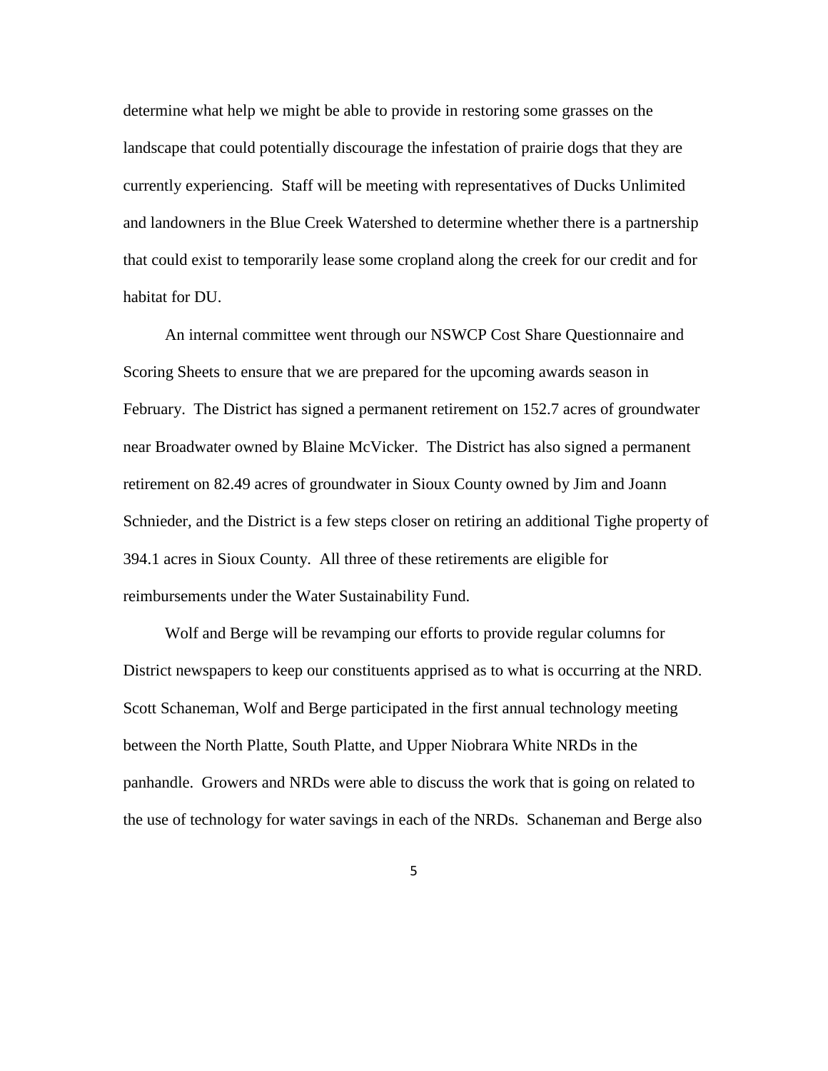determine what help we might be able to provide in restoring some grasses on the landscape that could potentially discourage the infestation of prairie dogs that they are currently experiencing. Staff will be meeting with representatives of Ducks Unlimited and landowners in the Blue Creek Watershed to determine whether there is a partnership that could exist to temporarily lease some cropland along the creek for our credit and for habitat for DU.

An internal committee went through our NSWCP Cost Share Questionnaire and Scoring Sheets to ensure that we are prepared for the upcoming awards season in February. The District has signed a permanent retirement on 152.7 acres of groundwater near Broadwater owned by Blaine McVicker. The District has also signed a permanent retirement on 82.49 acres of groundwater in Sioux County owned by Jim and Joann Schnieder, and the District is a few steps closer on retiring an additional Tighe property of 394.1 acres in Sioux County. All three of these retirements are eligible for reimbursements under the Water Sustainability Fund.

Wolf and Berge will be revamping our efforts to provide regular columns for District newspapers to keep our constituents apprised as to what is occurring at the NRD. Scott Schaneman, Wolf and Berge participated in the first annual technology meeting between the North Platte, South Platte, and Upper Niobrara White NRDs in the panhandle. Growers and NRDs were able to discuss the work that is going on related to the use of technology for water savings in each of the NRDs. Schaneman and Berge also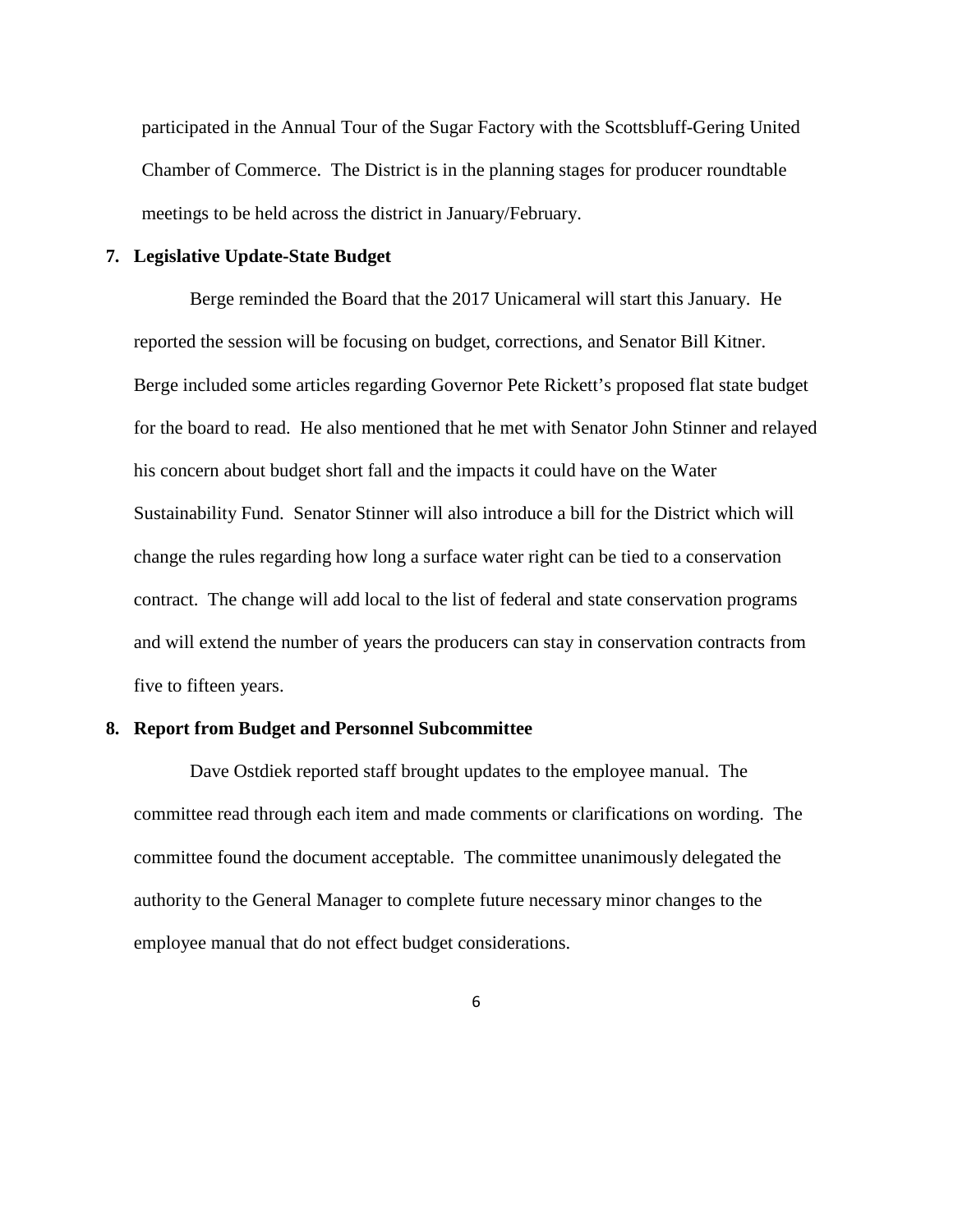participated in the Annual Tour of the Sugar Factory with the Scottsbluff-Gering United Chamber of Commerce. The District is in the planning stages for producer roundtable meetings to be held across the district in January/February.

**7. Legislative Update-State Budget**

Berge reminded the Board that the 2017 Unicameral will start this January. He reported the session will be focusing on budget, corrections, and Senator Bill Kitner. Berge included some articles regarding Governor Pete Rickett's proposed flat state budget for the board to read. He also mentioned that he met with Senator John Stinner and relayed his concern about budget short fall and the impacts it could have on the Water Sustainability Fund. Senator Stinner will also introduce a bill for the District which will change the rules regarding how long a surface water right can be tied to a conservation contract. The change will add local to the list of federal and state conservation programs and will extend the number of years the producers can stay in conservation contracts from five to fifteen years.

**8. Report from Budget and Personnel Subcommittee**

Dave Ostdiek reported staff brought updates to the employee manual. The committee read through each item and made comments or clarifications on wording. The committee found the document acceptable. The committee unanimously delegated the authority to the General Manager to complete future necessary minor changes to the employee manual that do not effect budget considerations.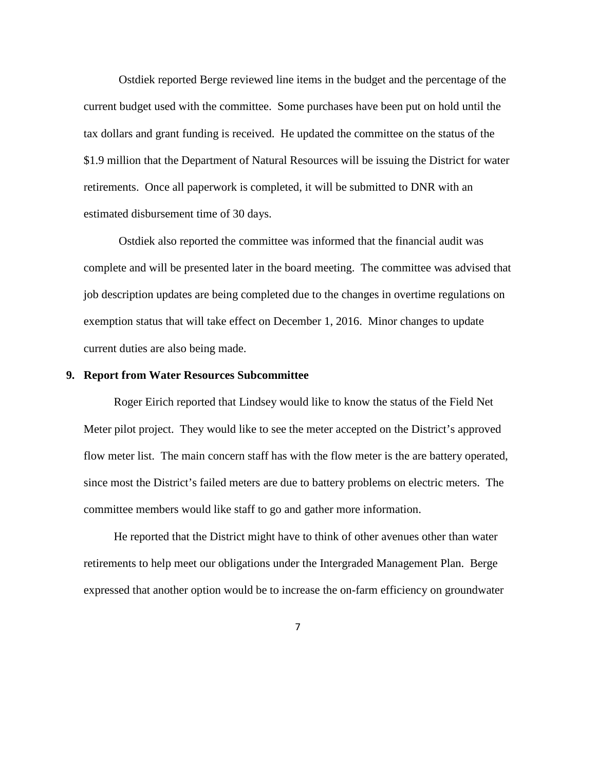Ostdiek reported Berge reviewed line items in the budget and the percentage of the current budget used with the committee. Some purchases have been put on hold until the tax dollars and grant funding is received. He updated the committee on the status of the $1.9 million that the Department of Natural Resources will be issuing the District for water retirements. Once all paperwork is completed, it will be submitted to DNR with an estimated disbursement time of 30 days.

Ostdiek also reported the committee was informed that the financial audit was complete and will be presented later in the board meeting. The committee was advised that job description updates are being completed due to the changes in overtime regulations on exemption status that will take effect on December 1, 2016. Minor changes to update current duties are also being made.

**9. Report from Water Resources Subcommittee**

Roger Eirich reported that Lindsey would like to know the status of the Field Net Meter pilot project. They would like to see the meter accepted on the District's approved flow meter list. The main concern staff has with the flow meter is the are battery operated, since most the District's failed meters are due to battery problems on electric meters. The committee members would like staff to go and gather more information.

He reported that the District might have to think of other avenues other than water retirements to help meet our obligations under the Intergraded Management Plan. Berge expressed that another option would be to increase the on-farm efficiency on groundwater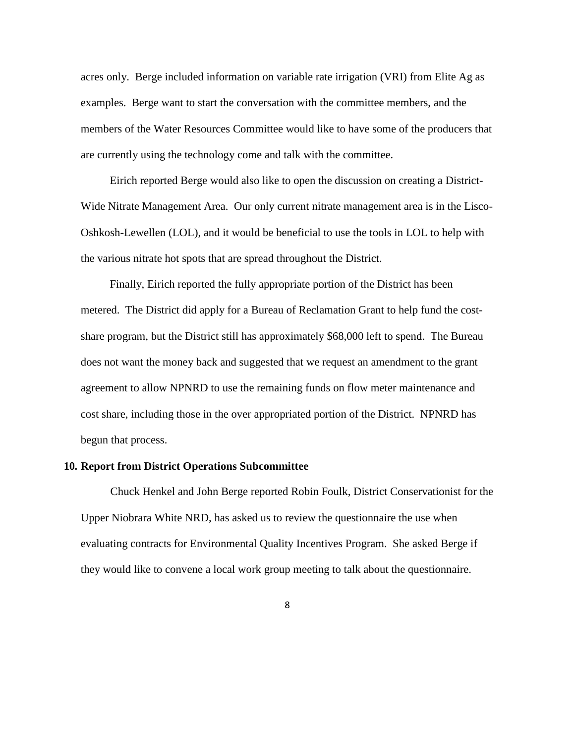acres only. Berge included information on variable rate irrigation (VRI) from Elite Ag as examples. Berge want to start the conversation with the committee members, and the members of the Water Resources Committee would like to have some of the producers that are currently using the technology come and talk with the committee.

Eirich reported Berge would also like to open the discussion on creating a District-Wide Nitrate Management Area. Our only current nitrate management area is in the Lisco-Oshkosh-Lewellen (LOL), and it would be beneficial to use the tools in LOL to help with the various nitrate hot spots that are spread throughout the District.

Finally, Eirich reported the fully appropriate portion of the District has been metered. The District did apply for a Bureau of Reclamation Grant to help fund the cost-share program, but the District still has approximately $68,000 left to spend. The Bureau does not want the money back and suggested that we request an amendment to the grant agreement to allow NPNRD to use the remaining funds on flow meter maintenance and cost share, including those in the over appropriated portion of the District. NPNRD has begun that process.

**10. Report from District Operations Subcommittee**

Chuck Henkel and John Berge reported Robin Foulk, District Conservationist for the Upper Niobrara White NRD, has asked us to review the questionnaire the use when evaluating contracts for Environmental Quality Incentives Program. She asked Berge if they would like to convene a local work group meeting to talk about the questionnaire.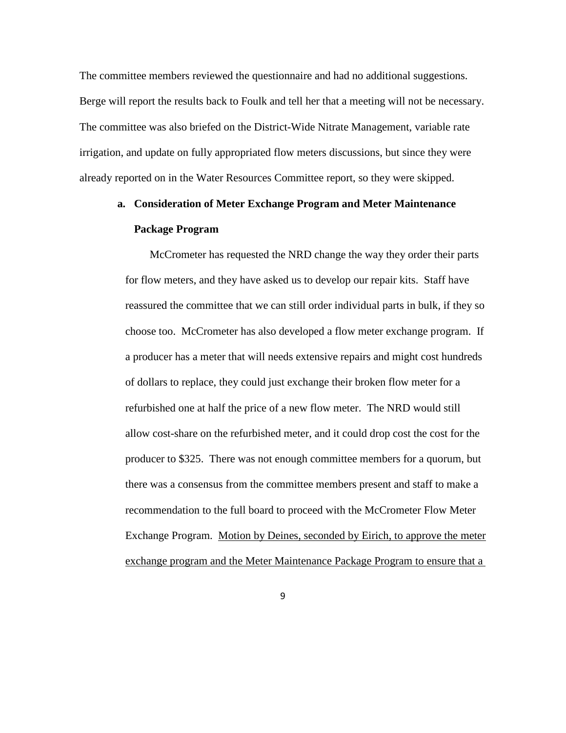The committee members reviewed the questionnaire and had no additional suggestions. Berge will report the results back to Foulk and tell her that a meeting will not be necessary. The committee was also briefed on the District-Wide Nitrate Management, variable rate irrigation, and update on fully appropriated flow meters discussions, but since they were already reported on in the Water Resources Committee report, so they were skipped.

**a. Consideration of Meter Exchange Program and Meter Maintenance Package Program**

McCrometer has requested the NRD change the way they order their parts for flow meters, and they have asked us to develop our repair kits. Staff have reassured the committee that we can still order individual parts in bulk, if they so choose too. McCrometer has also developed a flow meter exchange program. If a producer has a meter that will needs extensive repairs and might cost hundreds of dollars to replace, they could just exchange their broken flow meter for a refurbished one at half the price of a new flow meter. The NRD would still allow cost-share on the refurbished meter, and it could drop cost the cost for the producer to $325. There was not enough committee members for a quorum, but there was a consensus from the committee members present and staff to make a recommendation to the full board to proceed with the McCrometer Flow Meter Exchange Program. <u>Motion by Deines, seconded by Eirich, to approve the meter exchange program and the Meter Maintenance Package Program to ensure that a</u>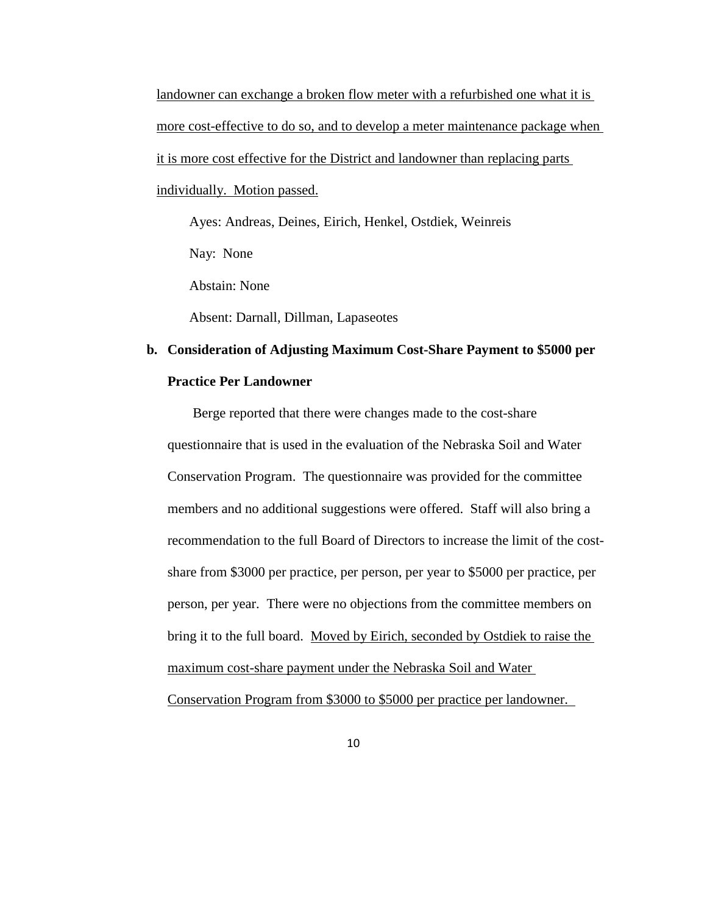landowner can exchange a broken flow meter with a refurbished one what it is more cost-effective to do so, and to develop a meter maintenance package when it is more cost effective for the District and landowner than replacing parts individually. Motion passed.

Ayes: Andreas, Deines, Eirich, Henkel, Ostdiek, Weinreis

Nay: None

Abstain: None

Absent: Darnall, Dillman, Lapaseotes

**b. Consideration of Adjusting Maximum Cost-Share Payment to $5000 per Practice Per Landowner**

Berge reported that there were changes made to the cost-share questionnaire that is used in the evaluation of the Nebraska Soil and Water Conservation Program. The questionnaire was provided for the committee members and no additional suggestions were offered. Staff will also bring a recommendation to the full Board of Directors to increase the limit of the cost-share from $3000 per practice, per person, per year to $5000 per practice, per person, per year. There were no objections from the committee members on bring it to the full board. Moved by Eirich, seconded by Ostdiek to raise the maximum cost-share payment under the Nebraska Soil and Water Conservation Program from $3000 to $5000 per practice per landowner.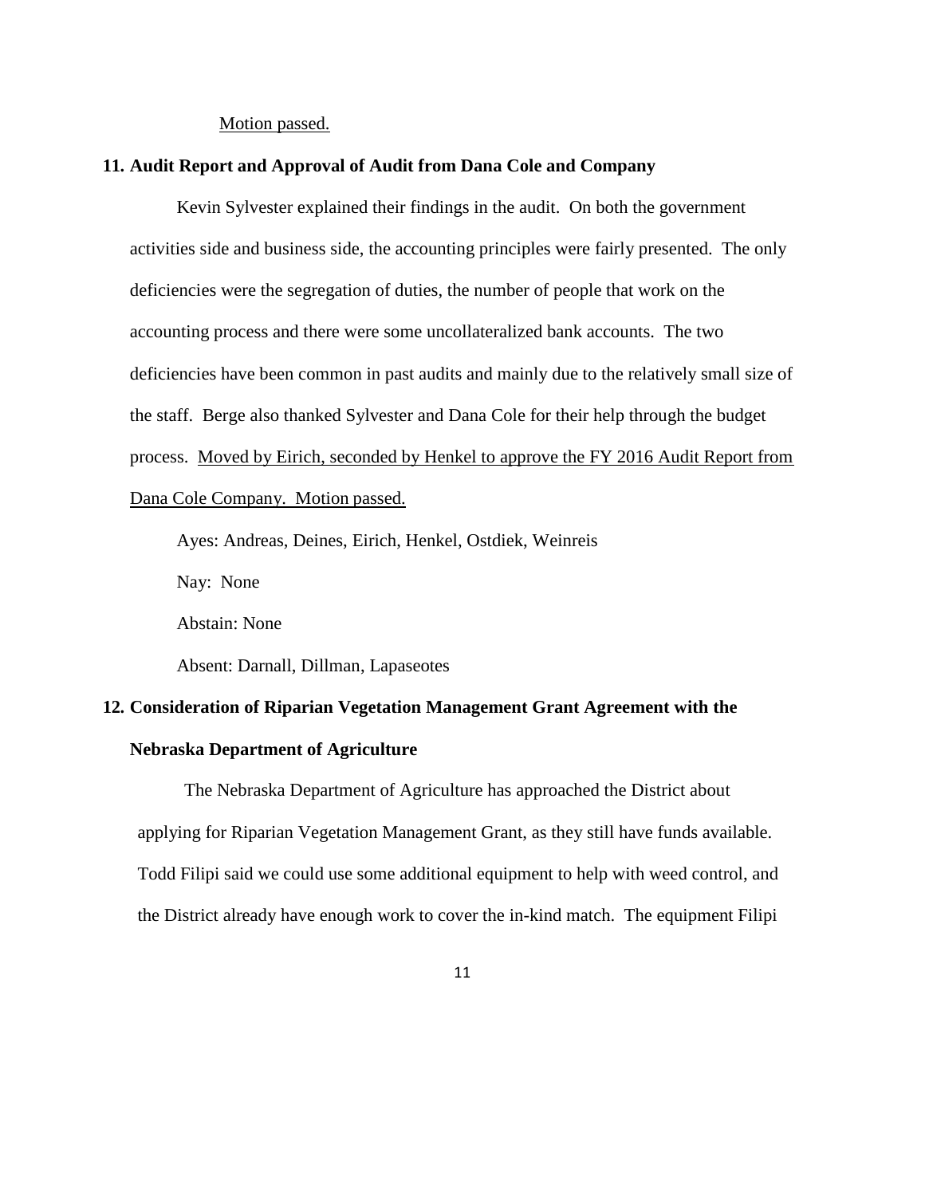Motion passed.

**11. Audit Report and Approval of Audit from Dana Cole and Company**

Kevin Sylvester explained their findings in the audit. On both the government activities side and business side, the accounting principles were fairly presented. The only deficiencies were the segregation of duties, the number of people that work on the accounting process and there were some uncollateralized bank accounts. The two deficiencies have been common in past audits and mainly due to the relatively small size of the staff. Berge also thanked Sylvester and Dana Cole for their help through the budget process. Moved by Eirich, seconded by Henkel to approve the FY 2016 Audit Report from Dana Cole Company. Motion passed.

Ayes: Andreas, Deines, Eirich, Henkel, Ostdiek, Weinreis

Nay: None

Abstain: None

Absent: Darnall, Dillman, Lapaseotes

**12. Consideration of Riparian Vegetation Management Grant Agreement with the Nebraska Department of Agriculture**

The Nebraska Department of Agriculture has approached the District about applying for Riparian Vegetation Management Grant, as they still have funds available. Todd Filipi said we could use some additional equipment to help with weed control, and the District already have enough work to cover the in-kind match. The equipment Filipi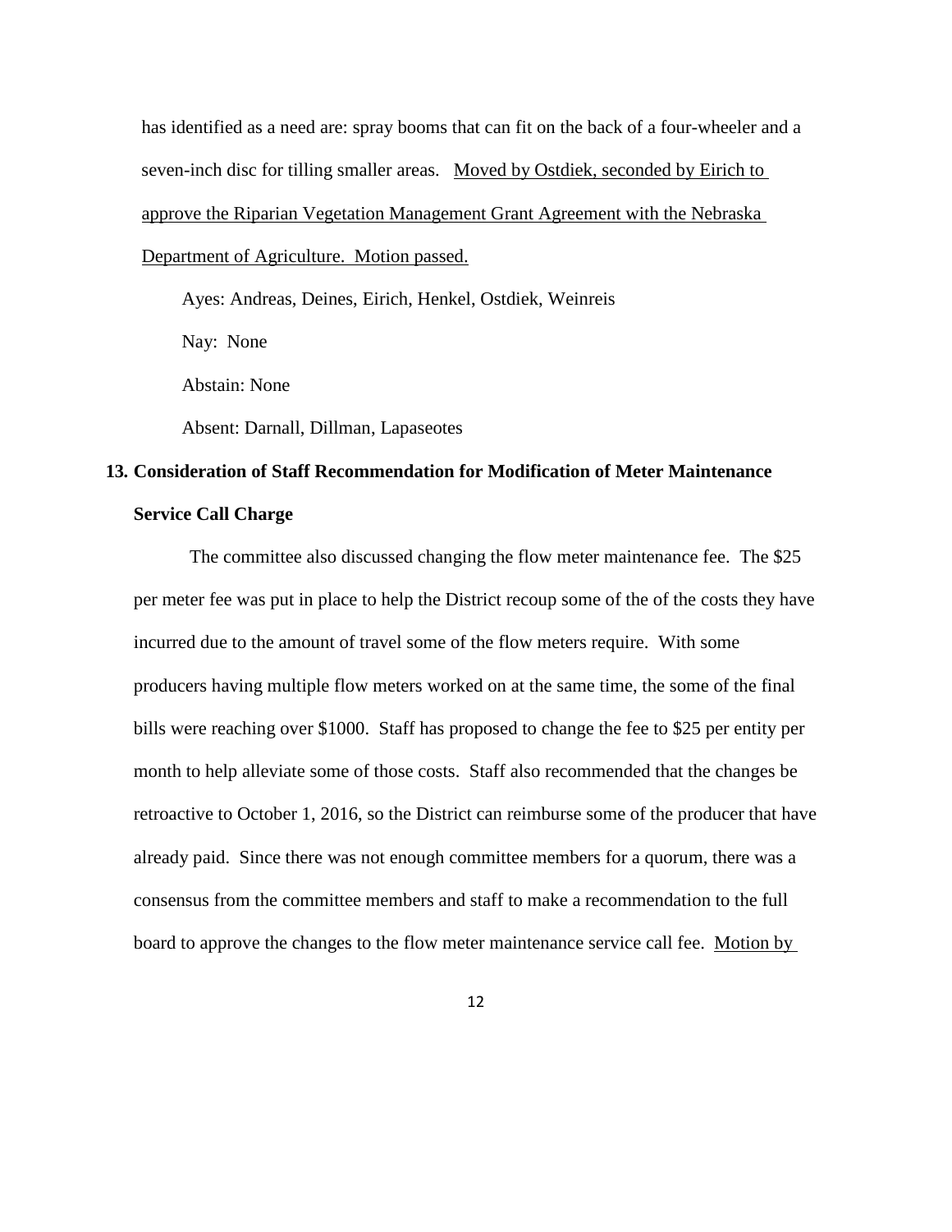has identified as a need are: spray booms that can fit on the back of a four-wheeler and a seven-inch disc for tilling smaller areas. <u>Moved by Ostdiek, seconded by Eirich to approve the Riparian Vegetation Management Grant Agreement with the Nebraska Department of Agriculture. Motion passed.</u>

Ayes: Andreas, Deines, Eirich, Henkel, Ostdiek, Weinreis

Nay: None

Abstain: None

Absent: Darnall, Dillman, Lapaseotes

**13. Consideration of Staff Recommendation for Modification of Meter Maintenance Service Call Charge**

The committee also discussed changing the flow meter maintenance fee. The $25 per meter fee was put in place to help the District recoup some of the of the costs they have incurred due to the amount of travel some of the flow meters require. With some producers having multiple flow meters worked on at the same time, the some of the final bills were reaching over $1000. Staff has proposed to change the fee to $25 per entity per month to help alleviate some of those costs. Staff also recommended that the changes be retroactive to October 1, 2016, so the District can reimburse some of the producer that have already paid. Since there was not enough committee members for a quorum, there was a consensus from the committee members and staff to make a recommendation to the full board to approve the changes to the flow meter maintenance service call fee. <u>Motion by</u>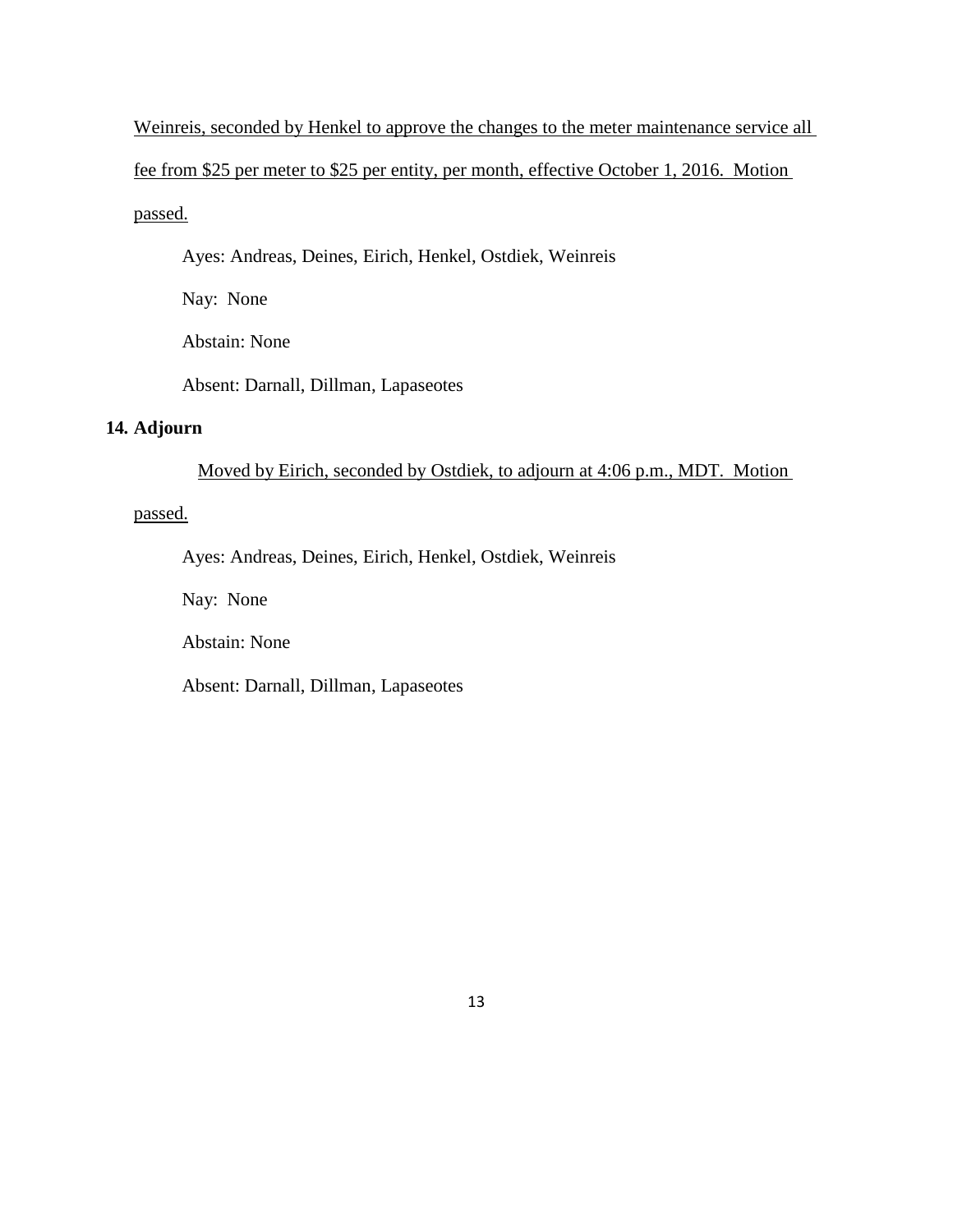Weinreis, seconded by Henkel to approve the changes to the meter maintenance service all fee from $25 per meter to $25 per entity, per month, effective October 1, 2016. Motion passed.

Ayes: Andreas, Deines, Eirich, Henkel, Ostdiek, Weinreis

Nay: None

Abstain: None

Absent: Darnall, Dillman, Lapaseotes

**14. Adjourn**

Moved by Eirich, seconded by Ostdiek, to adjourn at 4:06 p.m., MDT. Motion passed.

Ayes: Andreas, Deines, Eirich, Henkel, Ostdiek, Weinreis

Nay: None

Abstain: None

Absent: Darnall, Dillman, Lapaseotes